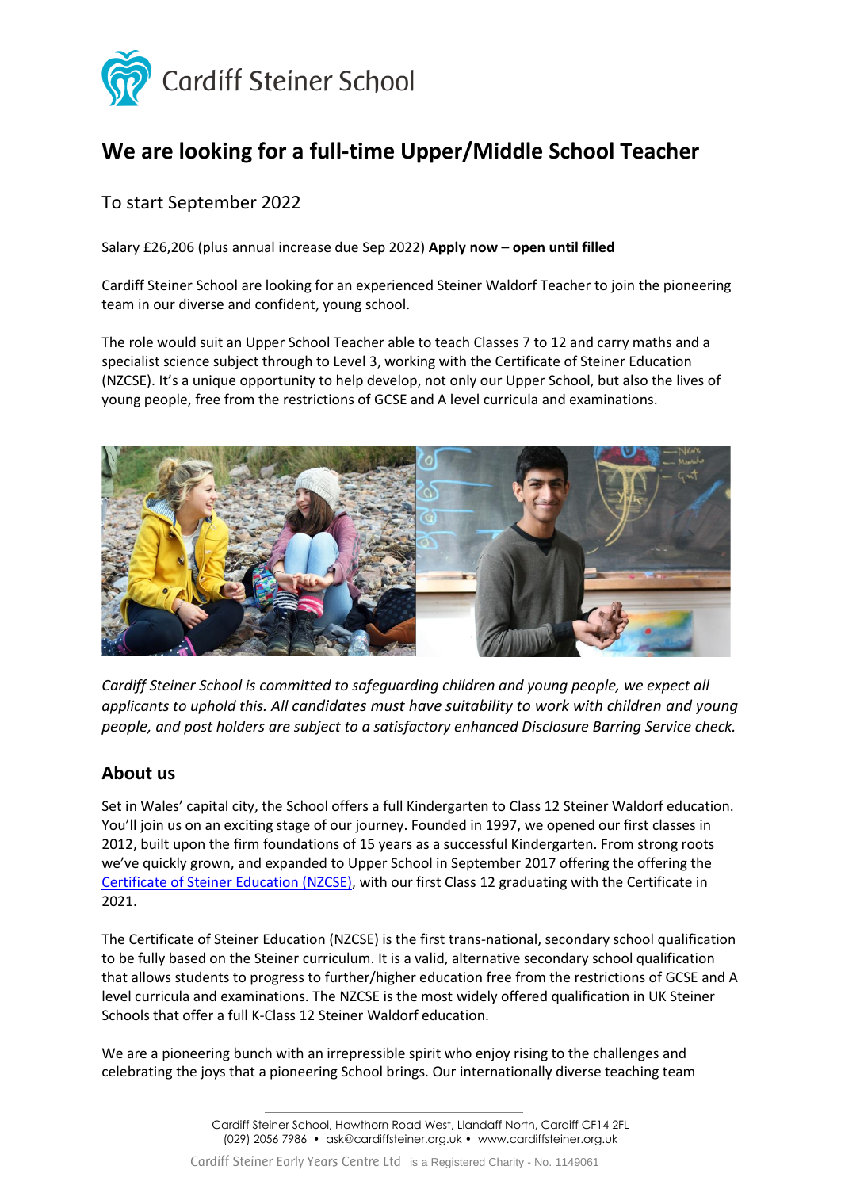Cardiff Steiner School

# We are looking for a full-time Upper/Middle School Teacher

## To start September 2022

Salary £26,206 (plus annual increase due Sep 2022) **Apply now** – **open until filled**

Cardiff Steiner School are looking for an experienced Steiner Waldorf Teacher to join the pioneering team in our diverse and confident, young school.

The role would suit an Upper School Teacher able to teach Classes 7 to 12 and carry maths and a specialist science subject through to Level 3, working with the Certificate of Steiner Education (NZCSE). It's a unique opportunity to help develop, not only our Upper School, but also the lives of young people, free from the restrictions of GCSE and A level curricula and examinations.

*Cardiff Steiner School is committed to safeguarding children and young people, we expect all applicants to uphold this. All candidates must have suitability to work with children and young people, and post holders are subject to a satisfactory enhanced Disclosure Barring Service check.*

## About us

Set in Wales' capital city, the School offers a full Kindergarten to Class 12 Steiner Waldorf education. You'll join us on an exciting stage of our journey. Founded in 1997, we opened our first classes in 2012, built upon the firm foundations of 15 years as a successful Kindergarten. From strong roots we've quickly grown, and expanded to Upper School in September 2017 offering the offering the Certificate of Steiner Education (NZCSE), with our first Class 12 graduating with the Certificate in 2021.

The Certificate of Steiner Education (NZCSE) is the first trans-national, secondary school qualification to be fully based on the Steiner curriculum. It is a valid, alternative secondary school qualification that allows students to progress to further/higher education free from the restrictions of GCSE and A level curricula and examinations. The NZCSE is the most widely offered qualification in UK Steiner Schools that offer a full K-Class 12 Steiner Waldorf education.

We are a pioneering bunch with an irrepressible spirit who enjoy rising to the challenges and celebrating the joys that a pioneering School brings. Our internationally diverse teaching team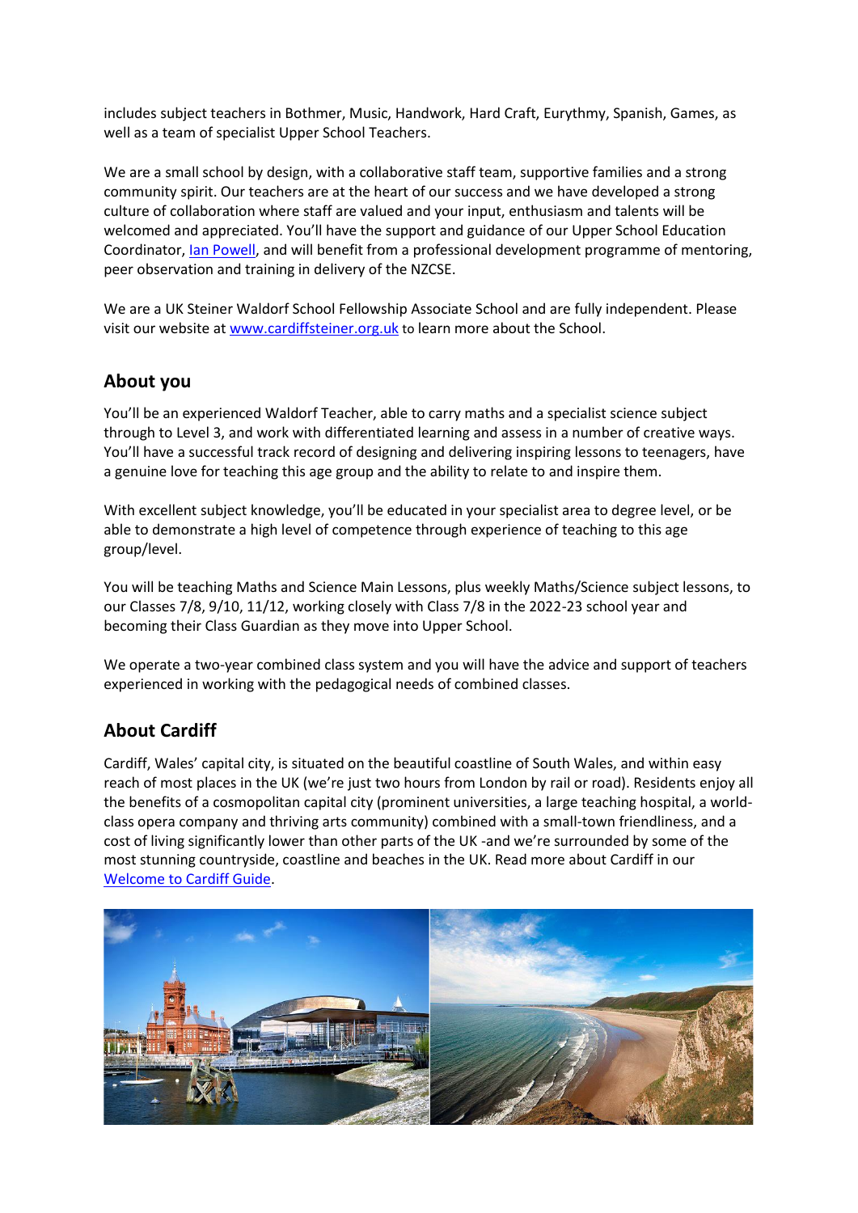includes subject teachers in Bothmer, Music, Handwork, Hard Craft, Eurythmy, Spanish, Games, as well as a team of specialist Upper School Teachers.

We are a small school by design, with a collaborative staff team, supportive families and a strong community spirit. Our teachers are at the heart of our success and we have developed a strong culture of collaboration where staff are valued and your input, enthusiasm and talents will be welcomed and appreciated. You'll have the support and guidance of our Upper School Education Coordinator, [Ian Powell](), and will benefit from a professional development programme of mentoring, peer observation and training in delivery of the NZCSE.

We are a UK Steiner Waldorf School Fellowship Associate School and are fully independent. Please visit our website at [www.cardiffsteiner.org.uk](www.cardiffsteiner.org.uk) to learn more about the School.

## About you

You'll be an experienced Waldorf Teacher, able to carry maths and a specialist science subject through to Level 3, and work with differentiated learning and assess in a number of creative ways. You'll have a successful track record of designing and delivering inspiring lessons to teenagers, have a genuine love for teaching this age group and the ability to relate to and inspire them.

With excellent subject knowledge, you'll be educated in your specialist area to degree level, or be able to demonstrate a high level of competence through experience of teaching to this age group/level.

You will be teaching Maths and Science Main Lessons, plus weekly Maths/Science subject lessons, to our Classes 7/8, 9/10, 11/12, working closely with Class 7/8 in the 2022-23 school year and becoming their Class Guardian as they move into Upper School.

We operate a two-year combined class system and you will have the advice and support of teachers experienced in working with the pedagogical needs of combined classes.

## About Cardiff

Cardiff, Wales' capital city, is situated on the beautiful coastline of South Wales, and within easy reach of most places in the UK (we're just two hours from London by rail or road). Residents enjoy all the benefits of a cosmopolitan capital city (prominent universities, a large teaching hospital, a world-class opera company and thriving arts community) combined with a small-town friendliness, and a cost of living significantly lower than other parts of the UK -and we're surrounded by some of the most stunning countryside, coastline and beaches in the UK. Read more about Cardiff in our [Welcome to Cardiff Guide]().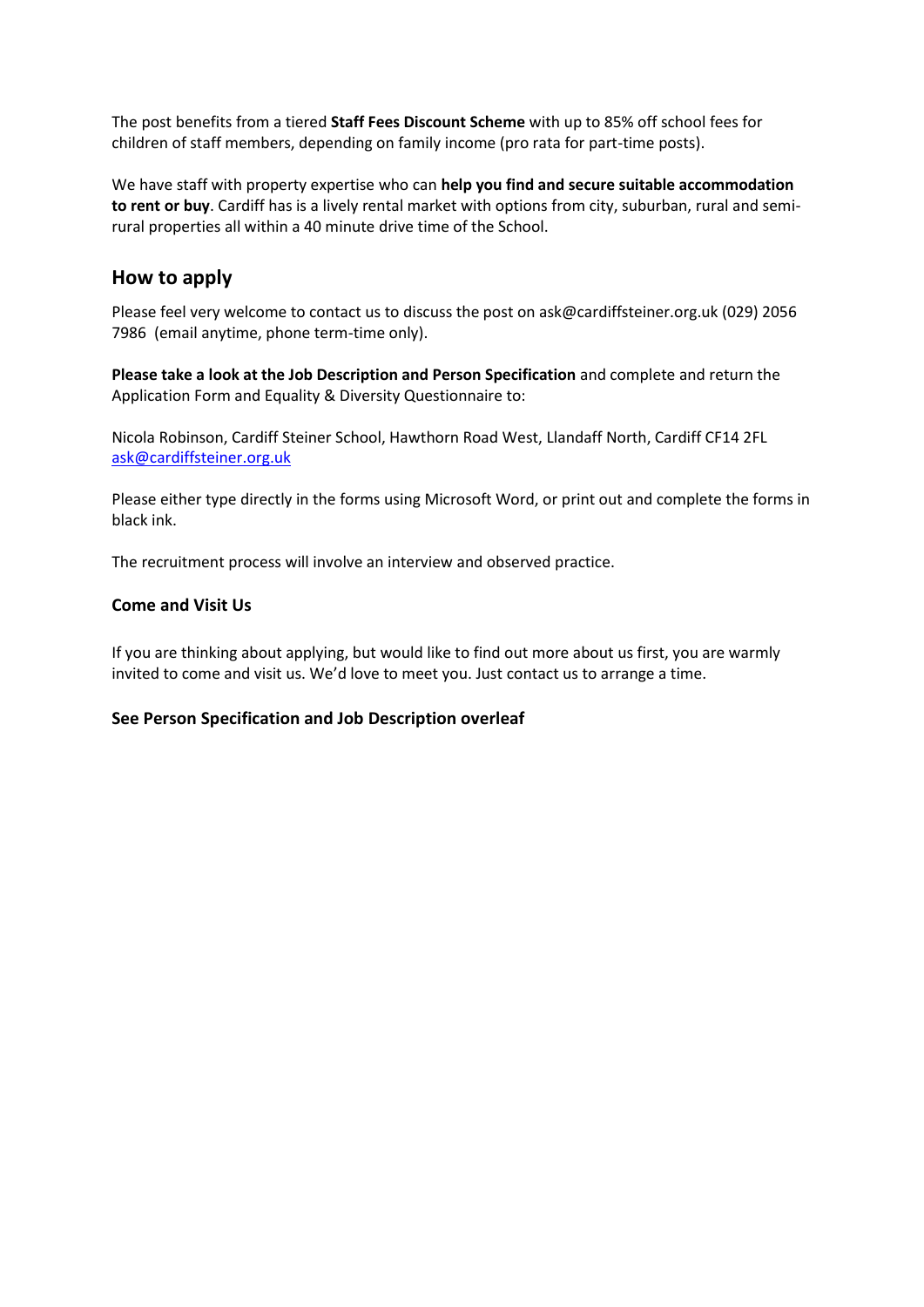The post benefits from a tiered **Staff Fees Discount Scheme** with up to 85% off school fees for children of staff members, depending on family income (pro rata for part-time posts).

We have staff with property expertise who can **help you find and secure suitable accommodation to rent or buy**. Cardiff has is a lively rental market with options from city, suburban, rural and semi-rural properties all within a 40 minute drive time of the School.

## How to apply

Please feel very welcome to contact us to discuss the post on ask@cardiffsteiner.org.uk (029) 2056 7986 (email anytime, phone term-time only).

**Please take a look at the Job Description and Person Specification** and complete and return the Application Form and Equality & Diversity Questionnaire to:

Nicola Robinson, Cardiff Steiner School, Hawthorn Road West, Llandaff North, Cardiff CF14 2FL
ask@cardiffsteiner.org.uk

Please either type directly in the forms using Microsoft Word, or print out and complete the forms in black ink.

The recruitment process will involve an interview and observed practice.

### Come and Visit Us

If you are thinking about applying, but would like to find out more about us first, you are warmly invited to come and visit us. We'd love to meet you. Just contact us to arrange a time.

**See Person Specification and Job Description overleaf**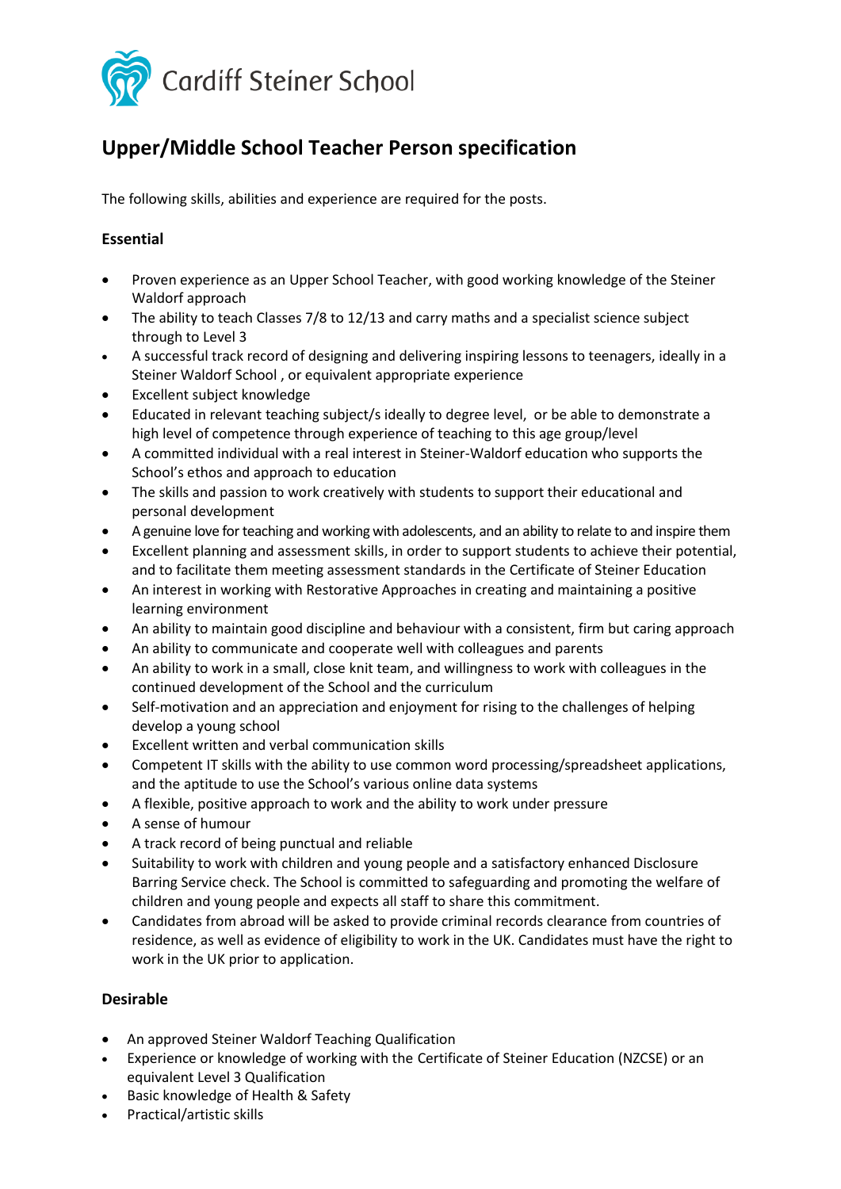Cardiff Steiner School

# Upper/Middle School Teacher Person specification

The following skills, abilities and experience are required for the posts.

## Essential

- Proven experience as an Upper School Teacher, with good working knowledge of the Steiner Waldorf approach
- The ability to teach Classes 7/8 to 12/13 and carry maths and a specialist science subject through to Level 3
- A successful track record of designing and delivering inspiring lessons to teenagers, ideally in a Steiner Waldorf School , or equivalent appropriate experience
- Excellent subject knowledge
- Educated in relevant teaching subject/s ideally to degree level, or be able to demonstrate a high level of competence through experience of teaching to this age group/level
- A committed individual with a real interest in Steiner-Waldorf education who supports the School's ethos and approach to education
- The skills and passion to work creatively with students to support their educational and personal development
- A genuine love for teaching and working with adolescents, and an ability to relate to and inspire them
- Excellent planning and assessment skills, in order to support students to achieve their potential, and to facilitate them meeting assessment standards in the Certificate of Steiner Education
- An interest in working with Restorative Approaches in creating and maintaining a positive learning environment
- An ability to maintain good discipline and behaviour with a consistent, firm but caring approach
- An ability to communicate and cooperate well with colleagues and parents
- An ability to work in a small, close knit team, and willingness to work with colleagues in the continued development of the School and the curriculum
- Self-motivation and an appreciation and enjoyment for rising to the challenges of helping develop a young school
- Excellent written and verbal communication skills
- Competent IT skills with the ability to use common word processing/spreadsheet applications, and the aptitude to use the School's various online data systems
- A flexible, positive approach to work and the ability to work under pressure
- A sense of humour
- A track record of being punctual and reliable
- Suitability to work with children and young people and a satisfactory enhanced Disclosure Barring Service check. The School is committed to safeguarding and promoting the welfare of children and young people and expects all staff to share this commitment.
- Candidates from abroad will be asked to provide criminal records clearance from countries of residence, as well as evidence of eligibility to work in the UK. Candidates must have the right to work in the UK prior to application.

## Desirable

- An approved Steiner Waldorf Teaching Qualification
- Experience or knowledge of working with the Certificate of Steiner Education (NZCSE) or an equivalent Level 3 Qualification
- Basic knowledge of Health & Safety
- Practical/artistic skills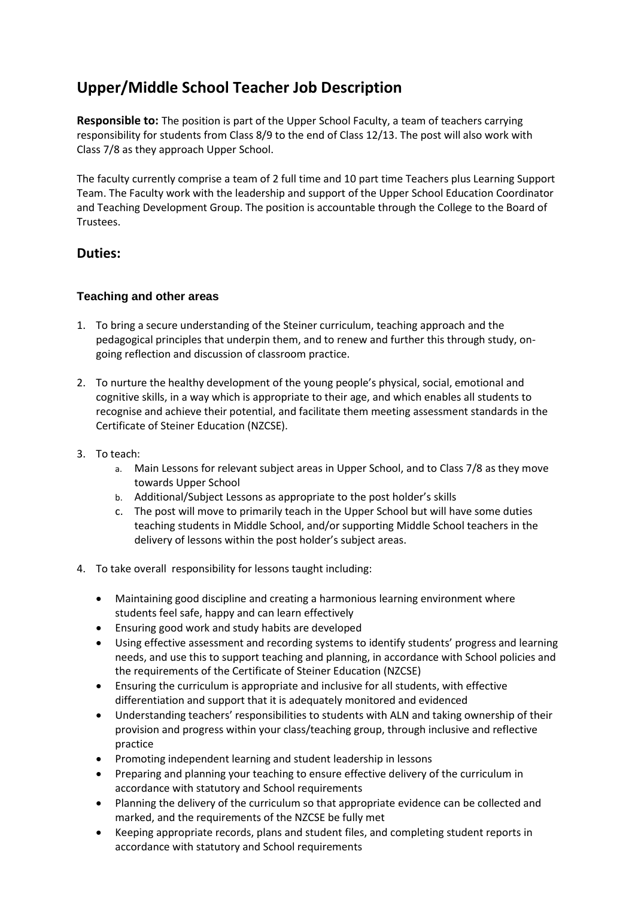# Upper/Middle School Teacher Job Description

**Responsible to:** The position is part of the Upper School Faculty, a team of teachers carrying responsibility for students from Class 8/9 to the end of Class 12/13. The post will also work with Class 7/8 as they approach Upper School.

The faculty currently comprise a team of 2 full time and 10 part time Teachers plus Learning Support Team. The Faculty work with the leadership and support of the Upper School Education Coordinator and Teaching Development Group. The position is accountable through the College to the Board of Trustees.

## Duties:

### Teaching and other areas

1. To bring a secure understanding of the Steiner curriculum, teaching approach and the pedagogical principles that underpin them, and to renew and further this through study, on-going reflection and discussion of classroom practice.

2. To nurture the healthy development of the young people's physical, social, emotional and cognitive skills, in a way which is appropriate to their age, and which enables all students to recognise and achieve their potential, and facilitate them meeting assessment standards in the Certificate of Steiner Education (NZCSE).

3. To teach:
   a. Main Lessons for relevant subject areas in Upper School, and to Class 7/8 as they move towards Upper School
   b. Additional/Subject Lessons as appropriate to the post holder's skills
   c. The post will move to primarily teach in the Upper School but will have some duties teaching students in Middle School, and/or supporting Middle School teachers in the delivery of lessons within the post holder's subject areas.

4. To take overall responsibility for lessons taught including:

   - Maintaining good discipline and creating a harmonious learning environment where students feel safe, happy and can learn effectively
   - Ensuring good work and study habits are developed
   - Using effective assessment and recording systems to identify students' progress and learning needs, and use this to support teaching and planning, in accordance with School policies and the requirements of the Certificate of Steiner Education (NZCSE)
   - Ensuring the curriculum is appropriate and inclusive for all students, with effective differentiation and support that it is adequately monitored and evidenced
   - Understanding teachers' responsibilities to students with ALN and taking ownership of their provision and progress within your class/teaching group, through inclusive and reflective practice
   - Promoting independent learning and student leadership in lessons
   - Preparing and planning your teaching to ensure effective delivery of the curriculum in accordance with statutory and School requirements
   - Planning the delivery of the curriculum so that appropriate evidence can be collected and marked, and the requirements of the NZCSE be fully met
   - Keeping appropriate records, plans and student files, and completing student reports in accordance with statutory and School requirements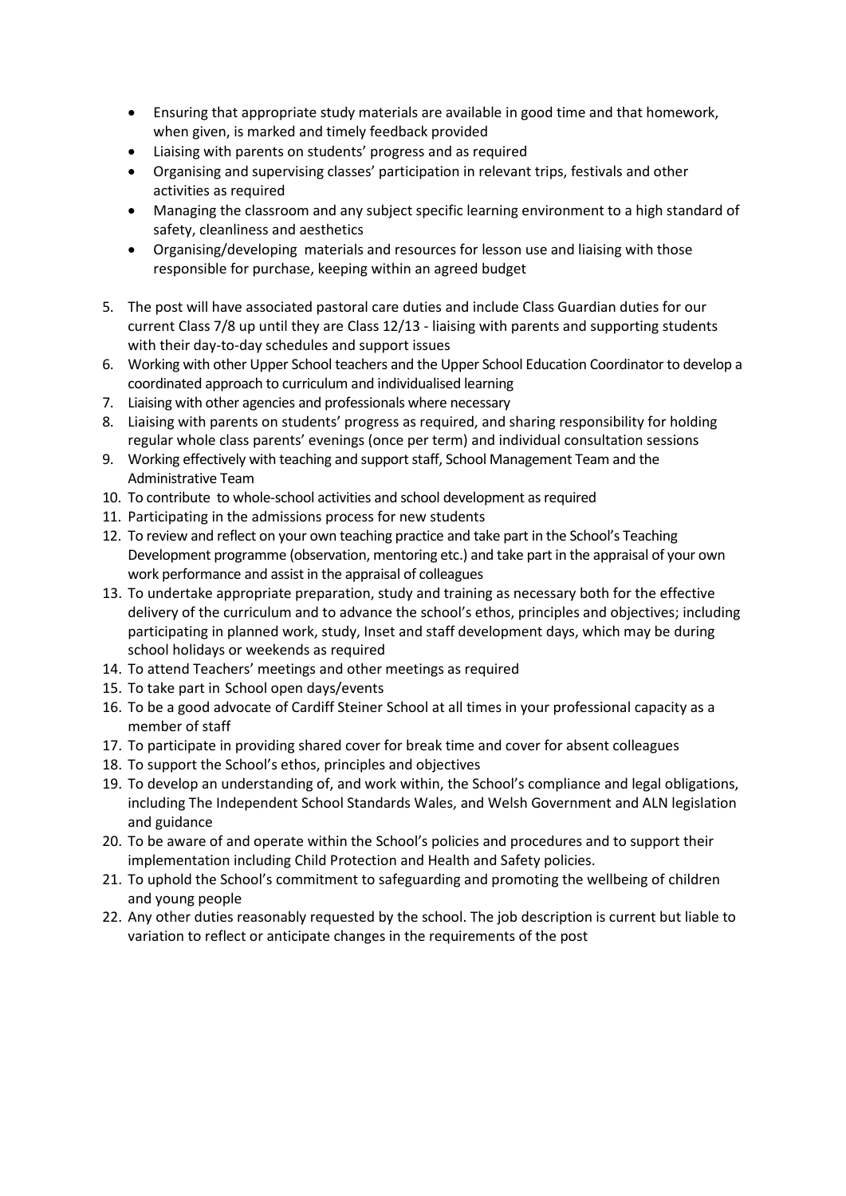- Ensuring that appropriate study materials are available in good time and that homework, when given, is marked and timely feedback provided
- Liaising with parents on students' progress and as required
- Organising and supervising classes' participation in relevant trips, festivals and other activities as required
- Managing the classroom and any subject specific learning environment to a high standard of safety, cleanliness and aesthetics
- Organising/developing materials and resources for lesson use and liaising with those responsible for purchase, keeping within an agreed budget

5. The post will have associated pastoral care duties and include Class Guardian duties for our current Class 7/8 up until they are Class 12/13 - liaising with parents and supporting students with their day-to-day schedules and support issues
6. Working with other Upper School teachers and the Upper School Education Coordinator to develop a coordinated approach to curriculum and individualised learning
7. Liaising with other agencies and professionals where necessary
8. Liaising with parents on students' progress as required, and sharing responsibility for holding regular whole class parents' evenings (once per term) and individual consultation sessions
9. Working effectively with teaching and support staff, School Management Team and the Administrative Team
10. To contribute to whole-school activities and school development as required
11. Participating in the admissions process for new students
12. To review and reflect on your own teaching practice and take part in the School's Teaching Development programme (observation, mentoring etc.) and take part in the appraisal of your own work performance and assist in the appraisal of colleagues
13. To undertake appropriate preparation, study and training as necessary both for the effective delivery of the curriculum and to advance the school's ethos, principles and objectives; including participating in planned work, study, Inset and staff development days, which may be during school holidays or weekends as required
14. To attend Teachers' meetings and other meetings as required
15. To take part in School open days/events
16. To be a good advocate of Cardiff Steiner School at all times in your professional capacity as a member of staff
17. To participate in providing shared cover for break time and cover for absent colleagues
18. To support the School's ethos, principles and objectives
19. To develop an understanding of, and work within, the School's compliance and legal obligations, including The Independent School Standards Wales, and Welsh Government and ALN legislation and guidance
20. To be aware of and operate within the School's policies and procedures and to support their implementation including Child Protection and Health and Safety policies.
21. To uphold the School's commitment to safeguarding and promoting the wellbeing of children and young people
22. Any other duties reasonably requested by the school. The job description is current but liable to variation to reflect or anticipate changes in the requirements of the post